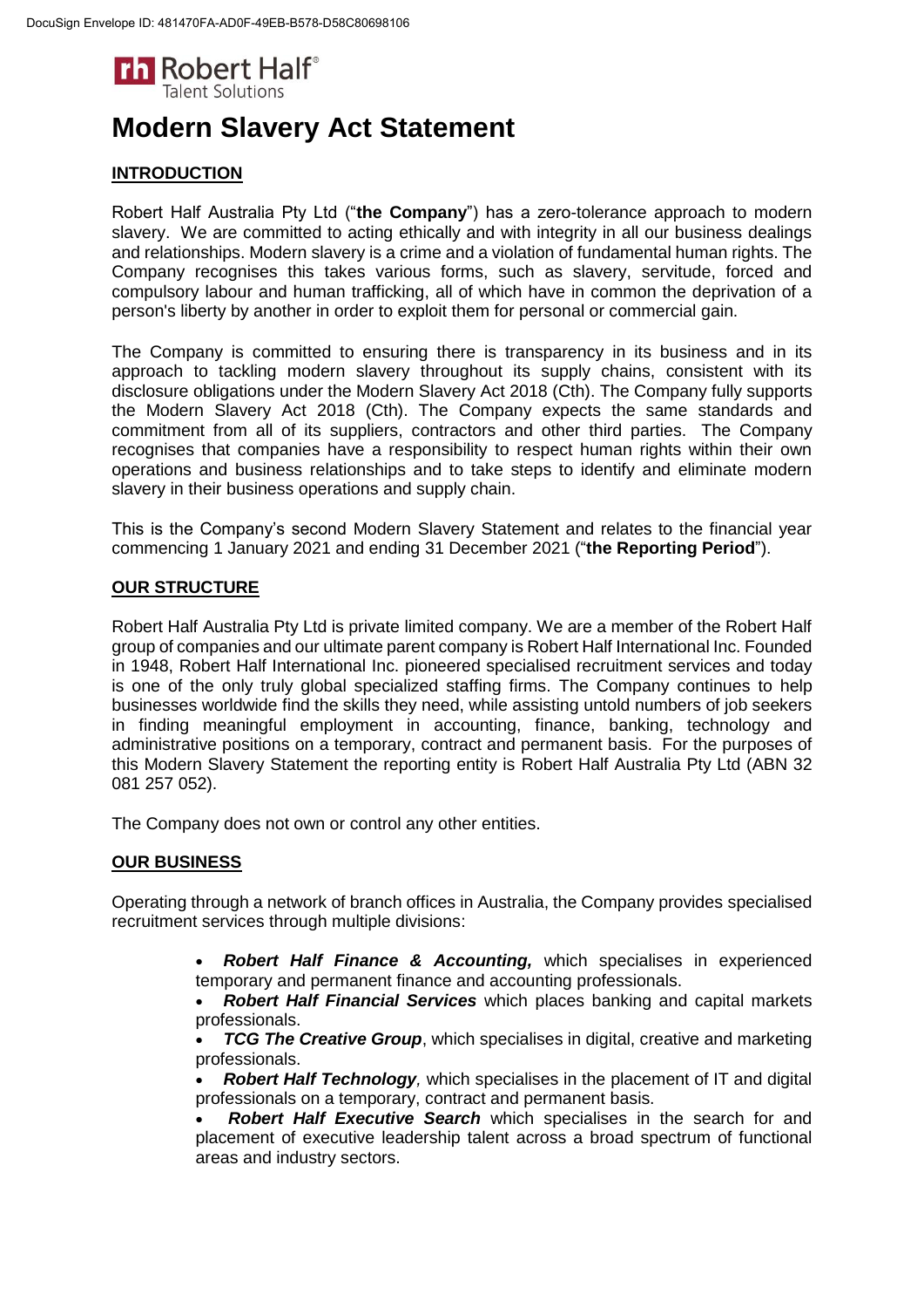# Modern Slavery Act Statement

## INTRODUCTION

Robert Half Australia Pty Ltd ("**the Company**") has a zero-tolerance approach to modern slavery. We are committed to acting ethically and with integrity in all our business dealings and relationships. Modern slavery is a crime and a violation of fundamental human rights. The Company recognises this takes various forms, such as slavery, servitude, forced and compulsory labour and human trafficking, all of which have in common the deprivation of a person's liberty by another in order to exploit them for personal or commercial gain.

The Company is committed to ensuring there is transparency in its business and in its approach to tackling modern slavery throughout its supply chains, consistent with its disclosure obligations under the Modern Slavery Act 2018 (Cth). The Company fully supports the Modern Slavery Act 2018 (Cth). The Company expects the same standards and commitment from all of its suppliers, contractors and other third parties. The Company recognises that companies have a responsibility to respect human rights within their own operations and business relationships and to take steps to identify and eliminate modern slavery in their business operations and supply chain.

This is the Company's second Modern Slavery Statement and relates to the financial year commencing 1 January 2021 and ending 31 December 2021 ("**the Reporting Period**").

## OUR STRUCTURE

Robert Half Australia Pty Ltd is private limited company. We are a member of the Robert Half group of companies and our ultimate parent company is Robert Half International Inc. Founded in 1948, Robert Half International Inc. pioneered specialised recruitment services and today is one of the only truly global specialized staffing firms. The Company continues to help businesses worldwide find the skills they need, while assisting untold numbers of job seekers in finding meaningful employment in accounting, finance, banking, technology and administrative positions on a temporary, contract and permanent basis. For the purposes of this Modern Slavery Statement the reporting entity is Robert Half Australia Pty Ltd (ABN 32 081 257 052).

The Company does not own or control any other entities.

## OUR BUSINESS

Operating through a network of branch offices in Australia, the Company provides specialised recruitment services through multiple divisions:

- ***Robert Half Finance & Accounting,*** which specialises in experienced temporary and permanent finance and accounting professionals.
- ***Robert Half Financial Services*** which places banking and capital markets professionals.
- ***TCG The Creative Group***, which specialises in digital, creative and marketing professionals.
- ***Robert Half Technology,*** which specialises in the placement of IT and digital professionals on a temporary, contract and permanent basis.
- ***Robert Half Executive Search*** which specialises in the search for and placement of executive leadership talent across a broad spectrum of functional areas and industry sectors.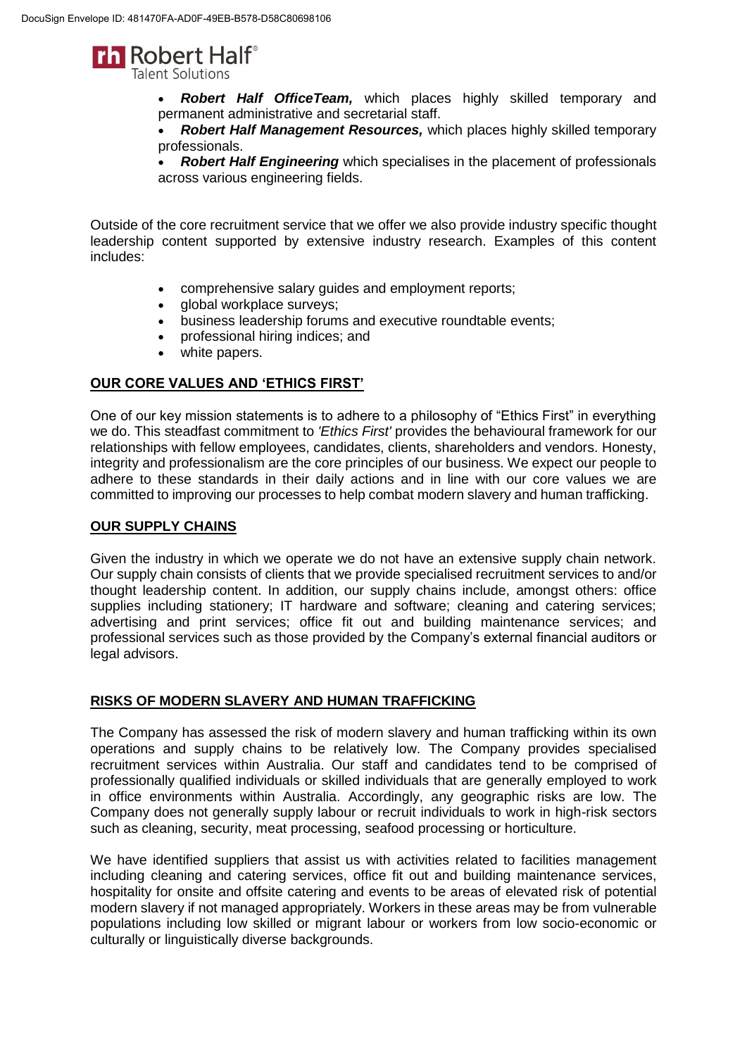- ***Robert Half OfficeTeam,*** which places highly skilled temporary and permanent administrative and secretarial staff.
- ***Robert Half Management Resources,*** which places highly skilled temporary professionals.
- ***Robert Half Engineering*** which specialises in the placement of professionals across various engineering fields.

Outside of the core recruitment service that we offer we also provide industry specific thought leadership content supported by extensive industry research. Examples of this content includes:

- comprehensive salary guides and employment reports;
- global workplace surveys;
- business leadership forums and executive roundtable events;
- professional hiring indices; and
- white papers.

## OUR CORE VALUES AND 'ETHICS FIRST'

One of our key mission statements is to adhere to a philosophy of "Ethics First" in everything we do. This steadfast commitment to *'Ethics First'* provides the behavioural framework for our relationships with fellow employees, candidates, clients, shareholders and vendors. Honesty, integrity and professionalism are the core principles of our business. We expect our people to adhere to these standards in their daily actions and in line with our core values we are committed to improving our processes to help combat modern slavery and human trafficking.

## OUR SUPPLY CHAINS

Given the industry in which we operate we do not have an extensive supply chain network. Our supply chain consists of clients that we provide specialised recruitment services to and/or thought leadership content. In addition, our supply chains include, amongst others: office supplies including stationery; IT hardware and software; cleaning and catering services; advertising and print services; office fit out and building maintenance services; and professional services such as those provided by the Company's external financial auditors or legal advisors.

## RISKS OF MODERN SLAVERY AND HUMAN TRAFFICKING

The Company has assessed the risk of modern slavery and human trafficking within its own operations and supply chains to be relatively low. The Company provides specialised recruitment services within Australia. Our staff and candidates tend to be comprised of professionally qualified individuals or skilled individuals that are generally employed to work in office environments within Australia. Accordingly, any geographic risks are low. The Company does not generally supply labour or recruit individuals to work in high-risk sectors such as cleaning, security, meat processing, seafood processing or horticulture.

We have identified suppliers that assist us with activities related to facilities management including cleaning and catering services, office fit out and building maintenance services, hospitality for onsite and offsite catering and events to be areas of elevated risk of potential modern slavery if not managed appropriately. Workers in these areas may be from vulnerable populations including low skilled or migrant labour or workers from low socio-economic or culturally or linguistically diverse backgrounds.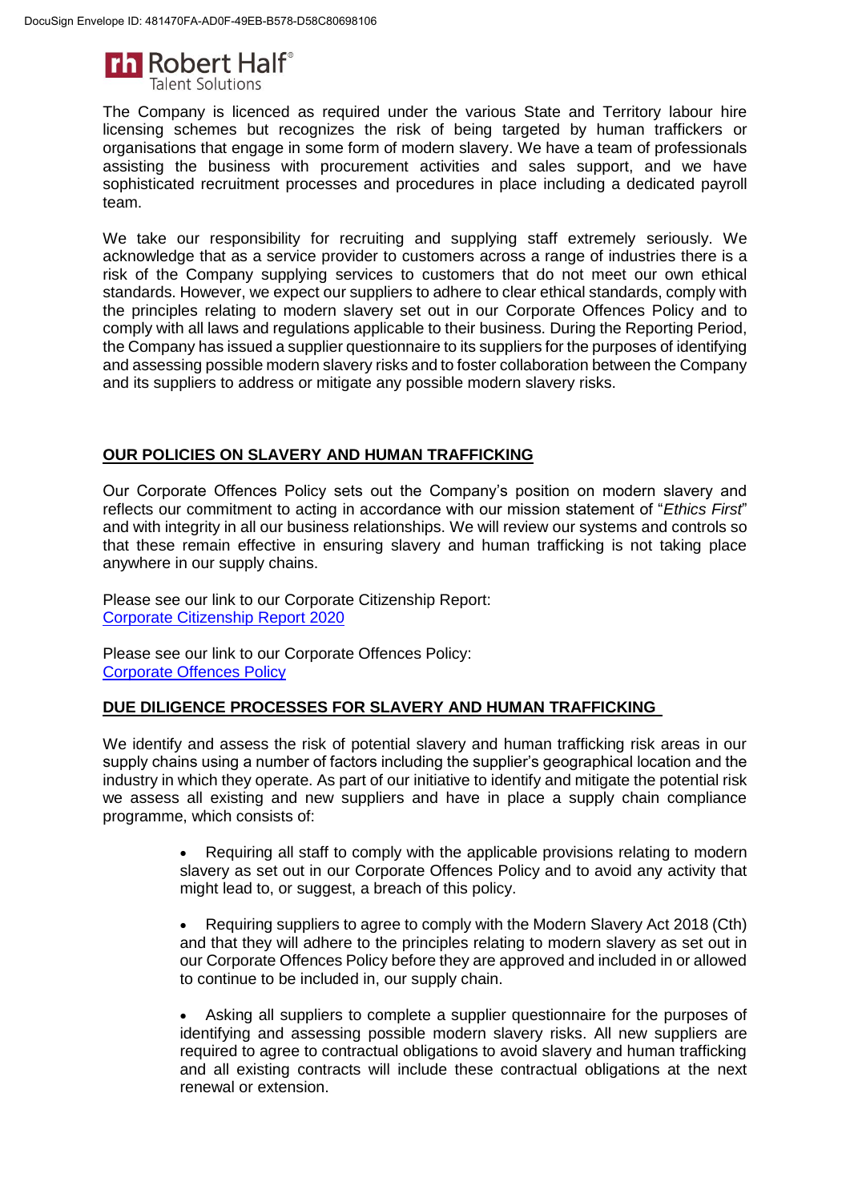The Company is licenced as required under the various State and Territory labour hire licensing schemes but recognizes the risk of being targeted by human traffickers or organisations that engage in some form of modern slavery. We have a team of professionals assisting the business with procurement activities and sales support, and we have sophisticated recruitment processes and procedures in place including a dedicated payroll team.

We take our responsibility for recruiting and supplying staff extremely seriously. We acknowledge that as a service provider to customers across a range of industries there is a risk of the Company supplying services to customers that do not meet our own ethical standards. However, we expect our suppliers to adhere to clear ethical standards, comply with the principles relating to modern slavery set out in our Corporate Offences Policy and to comply with all laws and regulations applicable to their business. During the Reporting Period, the Company has issued a supplier questionnaire to its suppliers for the purposes of identifying and assessing possible modern slavery risks and to foster collaboration between the Company and its suppliers to address or mitigate any possible modern slavery risks.

## OUR POLICIES ON SLAVERY AND HUMAN TRAFFICKING

Our Corporate Offences Policy sets out the Company's position on modern slavery and reflects our commitment to acting in accordance with our mission statement of "*Ethics First*" and with integrity in all our business relationships. We will review our systems and controls so that these remain effective in ensuring slavery and human trafficking is not taking place anywhere in our supply chains.

Please see our link to our Corporate Citizenship Report:
Corporate Citizenship Report 2020

Please see our link to our Corporate Offences Policy:
Corporate Offences Policy

## DUE DILIGENCE PROCESSES FOR SLAVERY AND HUMAN TRAFFICKING

We identify and assess the risk of potential slavery and human trafficking risk areas in our supply chains using a number of factors including the supplier's geographical location and the industry in which they operate. As part of our initiative to identify and mitigate the potential risk we assess all existing and new suppliers and have in place a supply chain compliance programme, which consists of:

- Requiring all staff to comply with the applicable provisions relating to modern slavery as set out in our Corporate Offences Policy and to avoid any activity that might lead to, or suggest, a breach of this policy.

- Requiring suppliers to agree to comply with the Modern Slavery Act 2018 (Cth) and that they will adhere to the principles relating to modern slavery as set out in our Corporate Offences Policy before they are approved and included in or allowed to continue to be included in, our supply chain.

- Asking all suppliers to complete a supplier questionnaire for the purposes of identifying and assessing possible modern slavery risks. All new suppliers are required to agree to contractual obligations to avoid slavery and human trafficking and all existing contracts will include these contractual obligations at the next renewal or extension.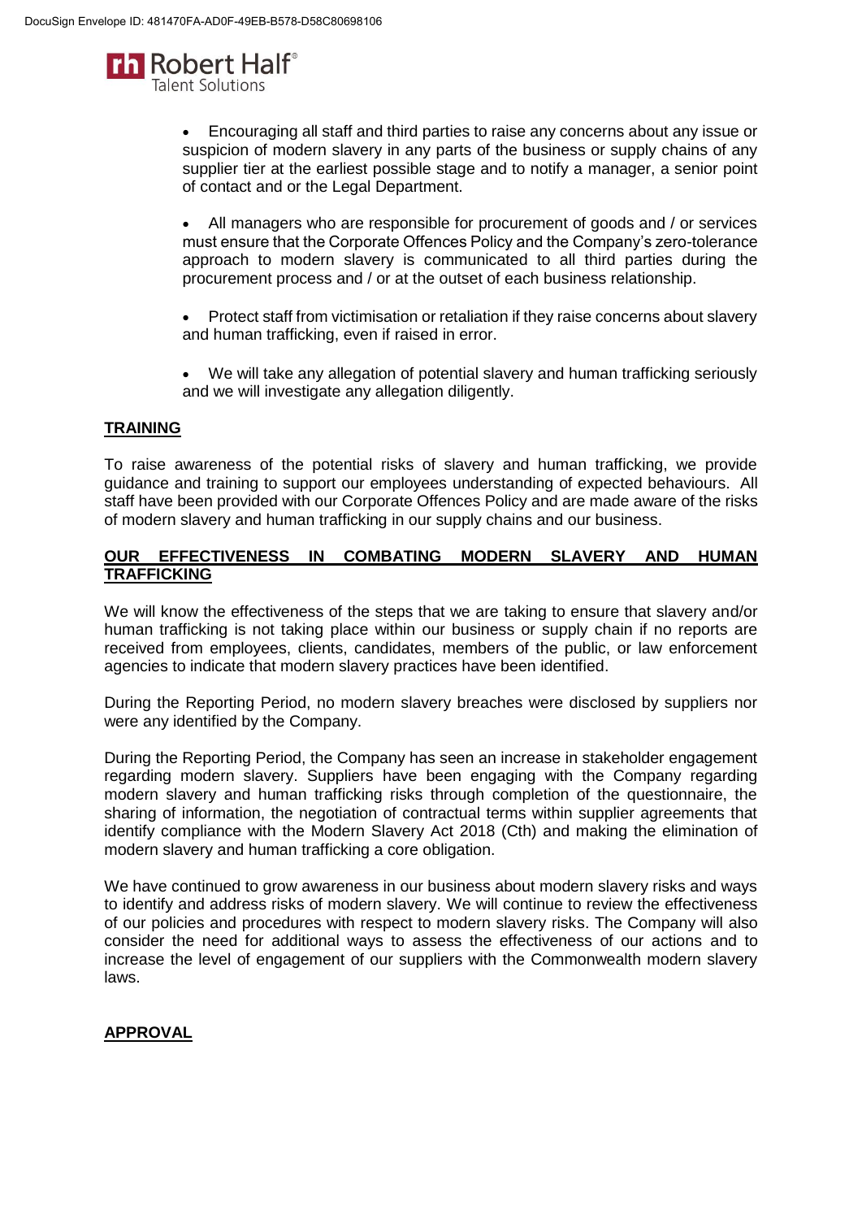- Encouraging all staff and third parties to raise any concerns about any issue or suspicion of modern slavery in any parts of the business or supply chains of any supplier tier at the earliest possible stage and to notify a manager, a senior point of contact and or the Legal Department.

- All managers who are responsible for procurement of goods and / or services must ensure that the Corporate Offences Policy and the Company's zero-tolerance approach to modern slavery is communicated to all third parties during the procurement process and / or at the outset of each business relationship.

- Protect staff from victimisation or retaliation if they raise concerns about slavery and human trafficking, even if raised in error.

- We will take any allegation of potential slavery and human trafficking seriously and we will investigate any allegation diligently.

## TRAINING

To raise awareness of the potential risks of slavery and human trafficking, we provide guidance and training to support our employees understanding of expected behaviours. All staff have been provided with our Corporate Offences Policy and are made aware of the risks of modern slavery and human trafficking in our supply chains and our business.

## OUR EFFECTIVENESS IN COMBATING MODERN SLAVERY AND HUMAN TRAFFICKING

We will know the effectiveness of the steps that we are taking to ensure that slavery and/or human trafficking is not taking place within our business or supply chain if no reports are received from employees, clients, candidates, members of the public, or law enforcement agencies to indicate that modern slavery practices have been identified.

During the Reporting Period, no modern slavery breaches were disclosed by suppliers nor were any identified by the Company.

During the Reporting Period, the Company has seen an increase in stakeholder engagement regarding modern slavery. Suppliers have been engaging with the Company regarding modern slavery and human trafficking risks through completion of the questionnaire, the sharing of information, the negotiation of contractual terms within supplier agreements that identify compliance with the Modern Slavery Act 2018 (Cth) and making the elimination of modern slavery and human trafficking a core obligation.

We have continued to grow awareness in our business about modern slavery risks and ways to identify and address risks of modern slavery. We will continue to review the effectiveness of our policies and procedures with respect to modern slavery risks. The Company will also consider the need for additional ways to assess the effectiveness of our actions and to increase the level of engagement of our suppliers with the Commonwealth modern slavery laws.

## APPROVAL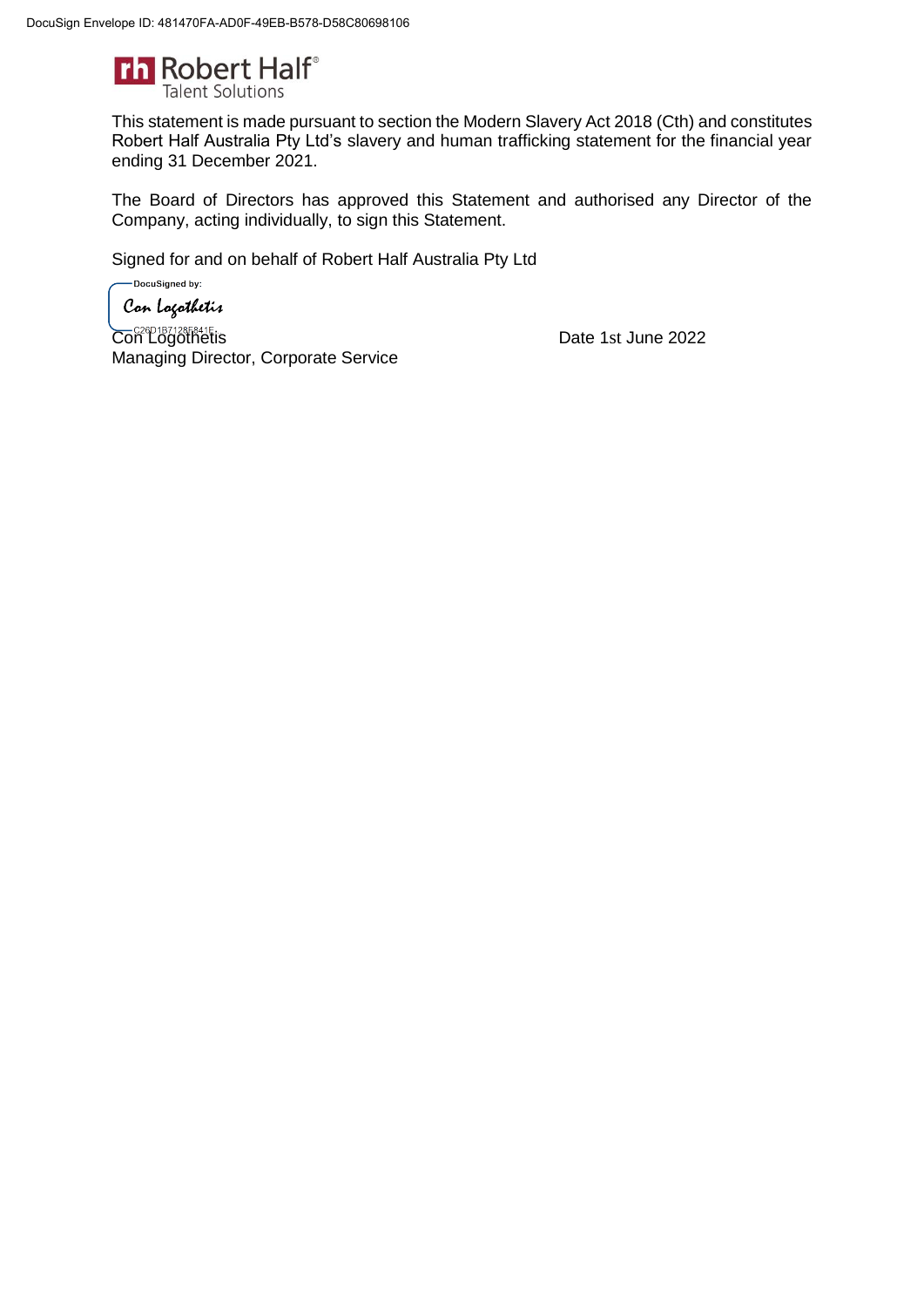DocuSign Envelope ID: 481470FA-AD0F-49EB-B578-D58C80698106

Robert Half®
Talent Solutions

This statement is made pursuant to section the Modern Slavery Act 2018 (Cth) and constitutes Robert Half Australia Pty Ltd's slavery and human trafficking statement for the financial year ending 31 December 2021.

The Board of Directors has approved this Statement and authorised any Director of the Company, acting individually, to sign this Statement.

Signed for and on behalf of Robert Half Australia Pty Ltd

DocuSigned by:
Con Logothetis
C26D1B7128F841E...

Con Logothetis
Managing Director, Corporate Service

Date 1st June 2022